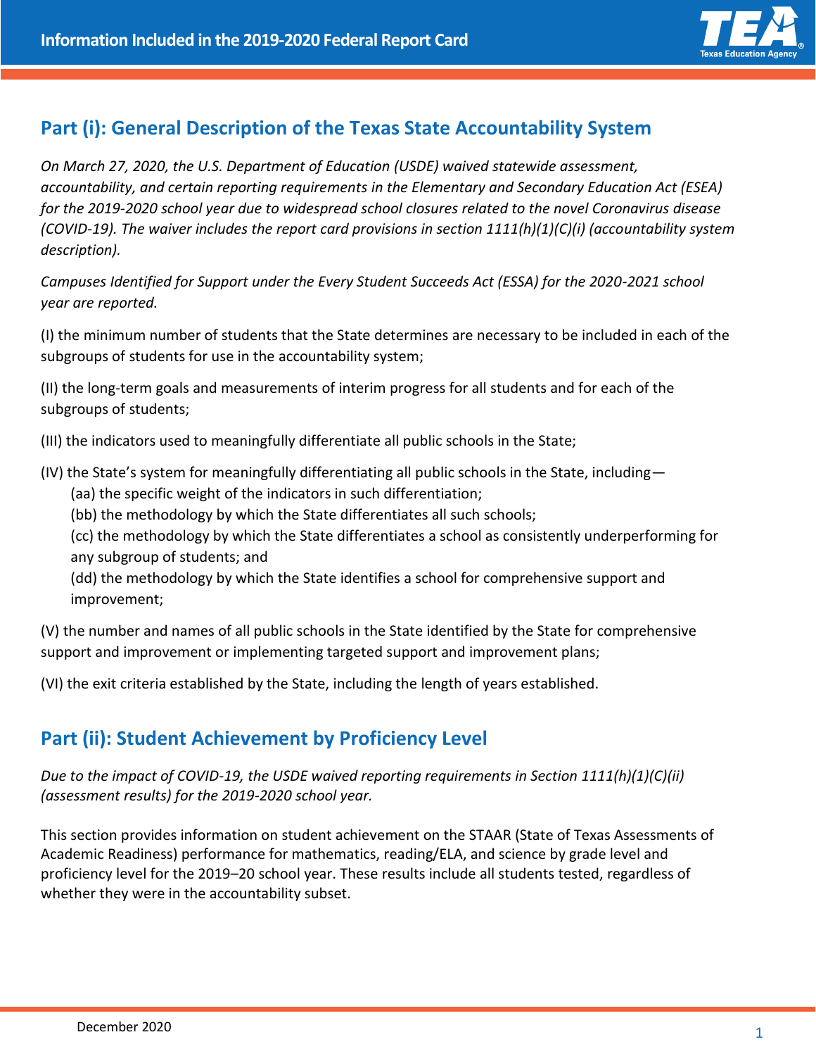# Information Included in the 2019-2020 Federal Report Card

## Part (i): General Description of the Texas State Accountability System

*On March 27, 2020, the U.S. Department of Education (USDE) waived statewide assessment, accountability, and certain reporting requirements in the Elementary and Secondary Education Act (ESEA) for the 2019-2020 school year due to widespread school closures related to the novel Coronavirus disease (COVID-19). The waiver includes the report card provisions in section 1111(h)(1)(C)(i) (accountability system description).*

*Campuses Identified for Support under the Every Student Succeeds Act (ESSA) for the 2020-2021 school year are reported.*

(I) the minimum number of students that the State determines are necessary to be included in each of the subgroups of students for use in the accountability system;

(II) the long-term goals and measurements of interim progress for all students and for each of the subgroups of students;

(III) the indicators used to meaningfully differentiate all public schools in the State;

(IV) the State's system for meaningfully differentiating all public schools in the State, including—
- (aa) the specific weight of the indicators in such differentiation;
- (bb) the methodology by which the State differentiates all such schools;
- (cc) the methodology by which the State differentiates a school as consistently underperforming for any subgroup of students; and
- (dd) the methodology by which the State identifies a school for comprehensive support and improvement;

(V) the number and names of all public schools in the State identified by the State for comprehensive support and improvement or implementing targeted support and improvement plans;

(VI) the exit criteria established by the State, including the length of years established.

## Part (ii): Student Achievement by Proficiency Level

*Due to the impact of COVID-19, the USDE waived reporting requirements in Section 1111(h)(1)(C)(ii) (assessment results) for the 2019-2020 school year.*

This section provides information on student achievement on the STAAR (State of Texas Assessments of Academic Readiness) performance for mathematics, reading/ELA, and science by grade level and proficiency level for the 2019–20 school year. These results include all students tested, regardless of whether they were in the accountability subset.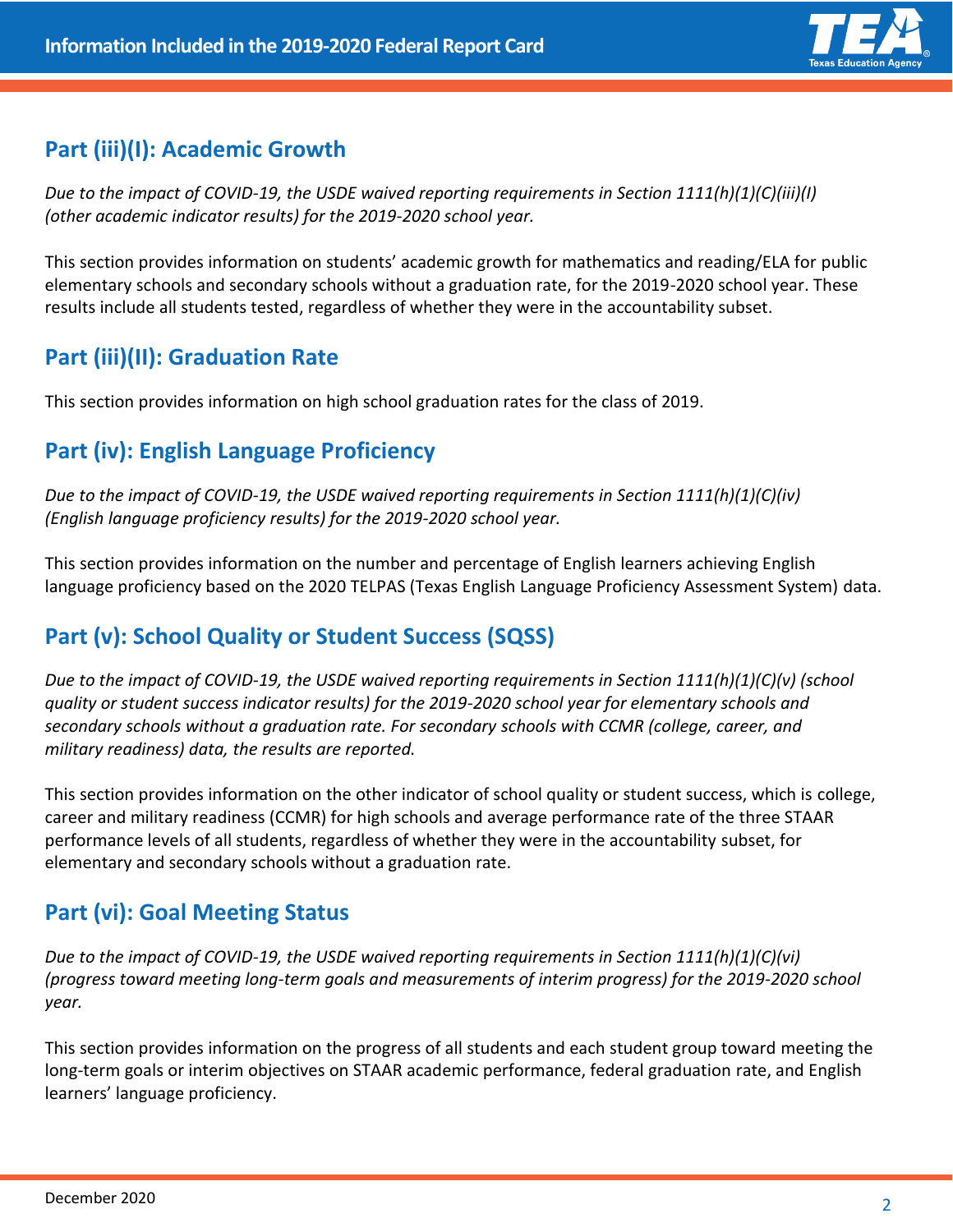## Part (iii)(I): Academic Growth

*Due to the impact of COVID-19, the USDE waived reporting requirements in Section 1111(h)(1)(C)(iii)(I) (other academic indicator results) for the 2019-2020 school year.*

This section provides information on students' academic growth for mathematics and reading/ELA for public elementary schools and secondary schools without a graduation rate, for the 2019-2020 school year. These results include all students tested, regardless of whether they were in the accountability subset.

## Part (iii)(II): Graduation Rate

This section provides information on high school graduation rates for the class of 2019.

## Part (iv): English Language Proficiency

*Due to the impact of COVID-19, the USDE waived reporting requirements in Section 1111(h)(1)(C)(iv) (English language proficiency results) for the 2019-2020 school year.*

This section provides information on the number and percentage of English learners achieving English language proficiency based on the 2020 TELPAS (Texas English Language Proficiency Assessment System) data.

## Part (v): School Quality or Student Success (SQSS)

*Due to the impact of COVID-19, the USDE waived reporting requirements in Section 1111(h)(1)(C)(v) (school quality or student success indicator results) for the 2019-2020 school year for elementary schools and secondary schools without a graduation rate. For secondary schools with CCMR (college, career, and military readiness) data, the results are reported.*

This section provides information on the other indicator of school quality or student success, which is college, career and military readiness (CCMR) for high schools and average performance rate of the three STAAR performance levels of all students, regardless of whether they were in the accountability subset, for elementary and secondary schools without a graduation rate.

## Part (vi): Goal Meeting Status

*Due to the impact of COVID-19, the USDE waived reporting requirements in Section 1111(h)(1)(C)(vi) (progress toward meeting long-term goals and measurements of interim progress) for the 2019-2020 school year.*

This section provides information on the progress of all students and each student group toward meeting the long-term goals or interim objectives on STAAR academic performance, federal graduation rate, and English learners' language proficiency.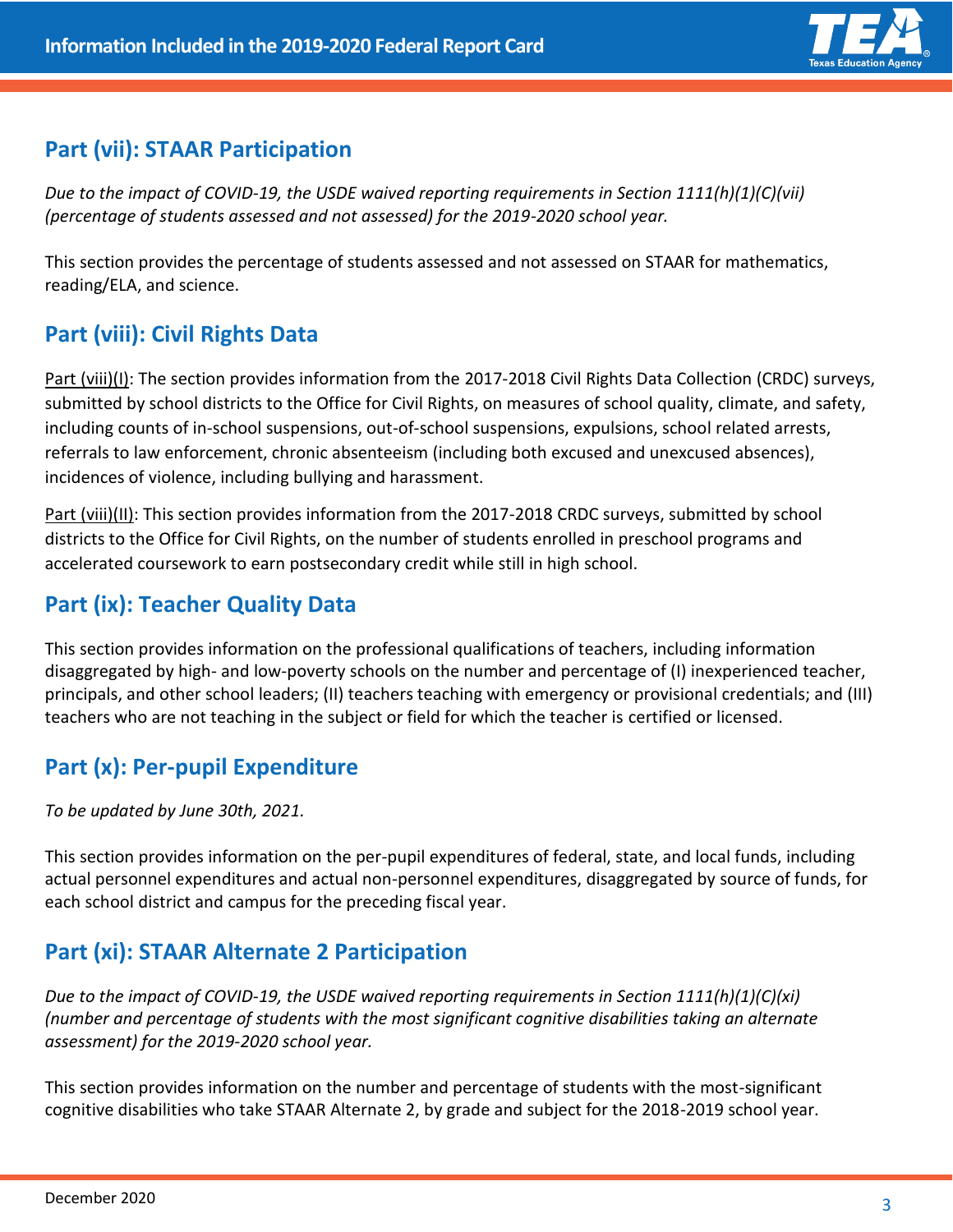## Part (vii): STAAR Participation

*Due to the impact of COVID-19, the USDE waived reporting requirements in Section 1111(h)(1)(C)(vii) (percentage of students assessed and not assessed) for the 2019-2020 school year.*

This section provides the percentage of students assessed and not assessed on STAAR for mathematics, reading/ELA, and science.

## Part (viii): Civil Rights Data

Part (viii)(I): The section provides information from the 2017-2018 Civil Rights Data Collection (CRDC) surveys, submitted by school districts to the Office for Civil Rights, on measures of school quality, climate, and safety, including counts of in-school suspensions, out-of-school suspensions, expulsions, school related arrests, referrals to law enforcement, chronic absenteeism (including both excused and unexcused absences), incidences of violence, including bullying and harassment.

Part (viii)(II): This section provides information from the 2017-2018 CRDC surveys, submitted by school districts to the Office for Civil Rights, on the number of students enrolled in preschool programs and accelerated coursework to earn postsecondary credit while still in high school.

## Part (ix): Teacher Quality Data

This section provides information on the professional qualifications of teachers, including information disaggregated by high- and low-poverty schools on the number and percentage of (I) inexperienced teacher, principals, and other school leaders; (II) teachers teaching with emergency or provisional credentials; and (III) teachers who are not teaching in the subject or field for which the teacher is certified or licensed.

## Part (x): Per-pupil Expenditure

*To be updated by June 30th, 2021.*

This section provides information on the per-pupil expenditures of federal, state, and local funds, including actual personnel expenditures and actual non-personnel expenditures, disaggregated by source of funds, for each school district and campus for the preceding fiscal year.

## Part (xi): STAAR Alternate 2 Participation

*Due to the impact of COVID-19, the USDE waived reporting requirements in Section 1111(h)(1)(C)(xi) (number and percentage of students with the most significant cognitive disabilities taking an alternate assessment) for the 2019-2020 school year.*

This section provides information on the number and percentage of students with the most-significant cognitive disabilities who take STAAR Alternate 2, by grade and subject for the 2018-2019 school year.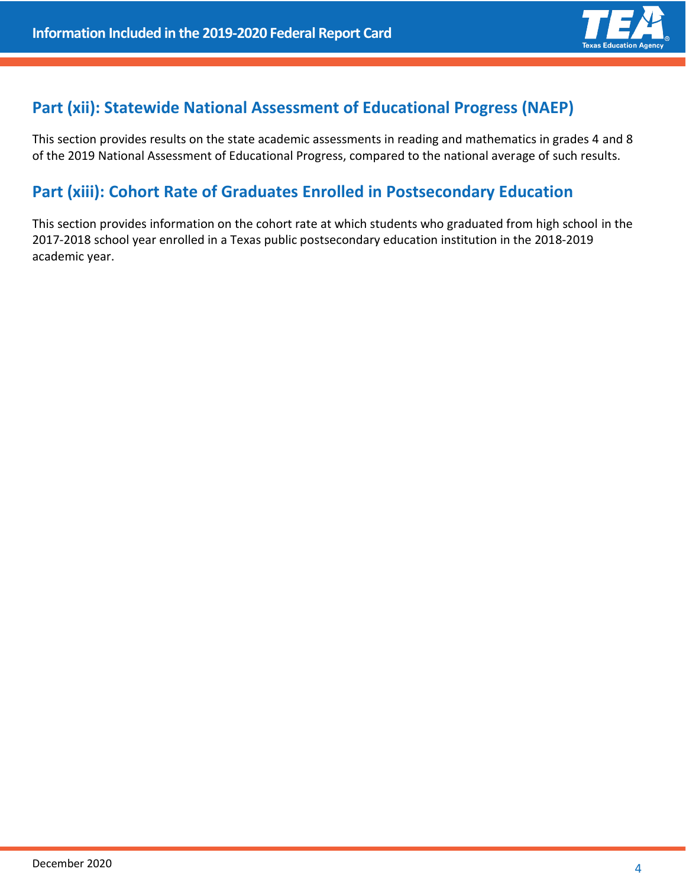## Part (xii): Statewide National Assessment of Educational Progress (NAEP)

This section provides results on the state academic assessments in reading and mathematics in grades 4 and 8 of the 2019 National Assessment of Educational Progress, compared to the national average of such results.

## Part (xiii): Cohort Rate of Graduates Enrolled in Postsecondary Education

This section provides information on the cohort rate at which students who graduated from high school in the 2017-2018 school year enrolled in a Texas public postsecondary education institution in the 2018-2019 academic year.